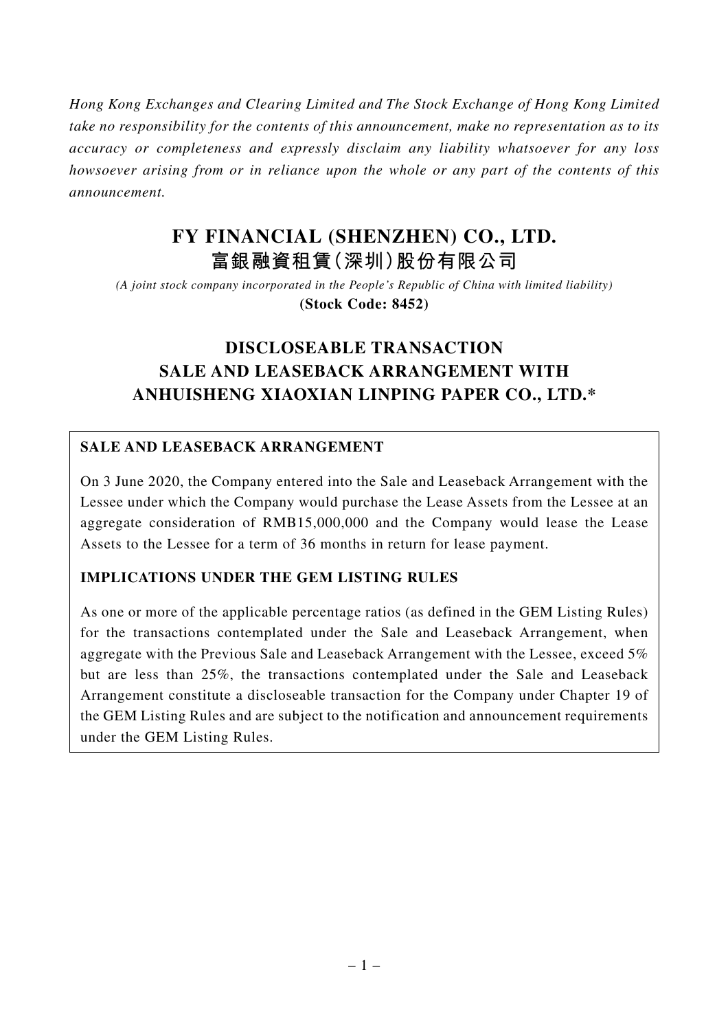*Hong Kong Exchanges and Clearing Limited and The Stock Exchange of Hong Kong Limited take no responsibility for the contents of this announcement, make no representation as to its accuracy or completeness and expressly disclaim any liability whatsoever for any loss howsoever arising from or in reliance upon the whole or any part of the contents of this announcement.*

# FY FINANCIAL (SHENZHEN) CO., LTD.
# 富銀融資租賃(深圳)股份有限公司

*(A joint stock company incorporated in the People's Republic of China with limited liability)*

**(Stock Code: 8452)**

## DISCLOSEABLE TRANSACTION SALE AND LEASEBACK ARRANGEMENT WITH ANHUISHENG XIAOXIAN LINPING PAPER CO., LTD.*

### SALE AND LEASEBACK ARRANGEMENT

On 3 June 2020, the Company entered into the Sale and Leaseback Arrangement with the Lessee under which the Company would purchase the Lease Assets from the Lessee at an aggregate consideration of RMB15,000,000 and the Company would lease the Lease Assets to the Lessee for a term of 36 months in return for lease payment.

### IMPLICATIONS UNDER THE GEM LISTING RULES

As one or more of the applicable percentage ratios (as defined in the GEM Listing Rules) for the transactions contemplated under the Sale and Leaseback Arrangement, when aggregate with the Previous Sale and Leaseback Arrangement with the Lessee, exceed 5% but are less than 25%, the transactions contemplated under the Sale and Leaseback Arrangement constitute a discloseable transaction for the Company under Chapter 19 of the GEM Listing Rules and are subject to the notification and announcement requirements under the GEM Listing Rules.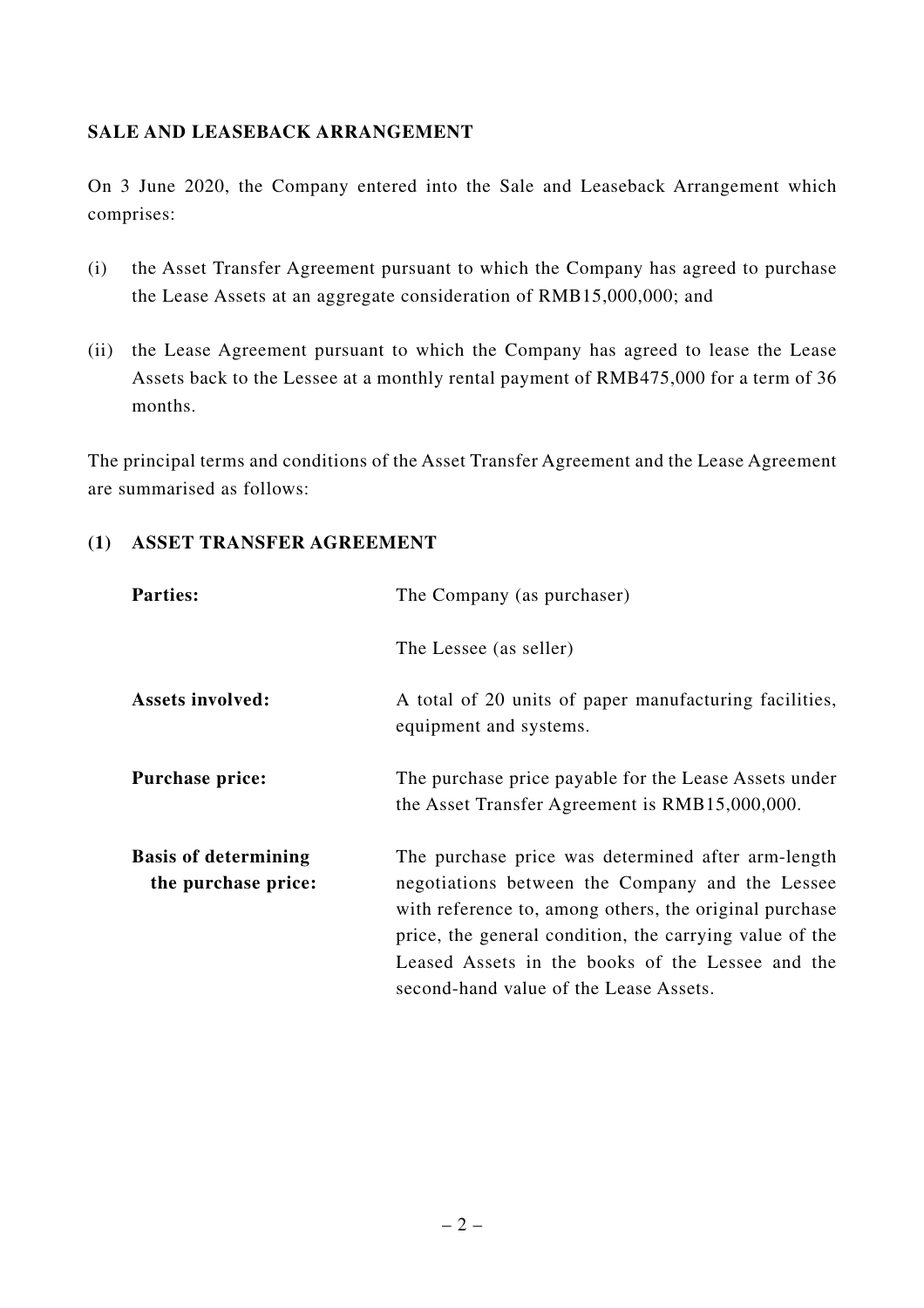## SALE AND LEASEBACK ARRANGEMENT

On 3 June 2020, the Company entered into the Sale and Leaseback Arrangement which comprises:

(i) the Asset Transfer Agreement pursuant to which the Company has agreed to purchase the Lease Assets at an aggregate consideration of RMB15,000,000; and

(ii) the Lease Agreement pursuant to which the Company has agreed to lease the Lease Assets back to the Lessee at a monthly rental payment of RMB475,000 for a term of 36 months.

The principal terms and conditions of the Asset Transfer Agreement and the Lease Agreement are summarised as follows:

### (1) ASSET TRANSFER AGREEMENT

| | |
|---|---|
| **Parties:** | The Company (as purchaser)<br><br>The Lessee (as seller) |
| **Assets involved:** | A total of 20 units of paper manufacturing facilities, equipment and systems. |
| **Purchase price:** | The purchase price payable for the Lease Assets under the Asset Transfer Agreement is RMB15,000,000. |
| **Basis of determining the purchase price:** | The purchase price was determined after arm-length negotiations between the Company and the Lessee with reference to, among others, the original purchase price, the general condition, the carrying value of the Leased Assets in the books of the Lessee and the second-hand value of the Lease Assets. |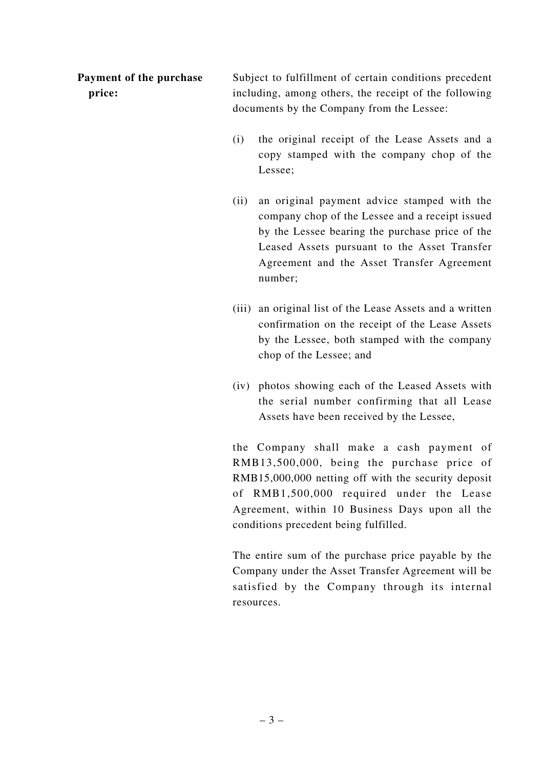**Payment of the purchase price:**

Subject to fulfillment of certain conditions precedent including, among others, the receipt of the following documents by the Company from the Lessee:

(i) the original receipt of the Lease Assets and a copy stamped with the company chop of the Lessee;

(ii) an original payment advice stamped with the company chop of the Lessee and a receipt issued by the Lessee bearing the purchase price of the Leased Assets pursuant to the Asset Transfer Agreement and the Asset Transfer Agreement number;

(iii) an original list of the Lease Assets and a written confirmation on the receipt of the Lease Assets by the Lessee, both stamped with the company chop of the Lessee; and

(iv) photos showing each of the Leased Assets with the serial number confirming that all Lease Assets have been received by the Lessee,

the Company shall make a cash payment of RMB13,500,000, being the purchase price of RMB15,000,000 netting off with the security deposit of RMB1,500,000 required under the Lease Agreement, within 10 Business Days upon all the conditions precedent being fulfilled.

The entire sum of the purchase price payable by the Company under the Asset Transfer Agreement will be satisfied by the Company through its internal resources.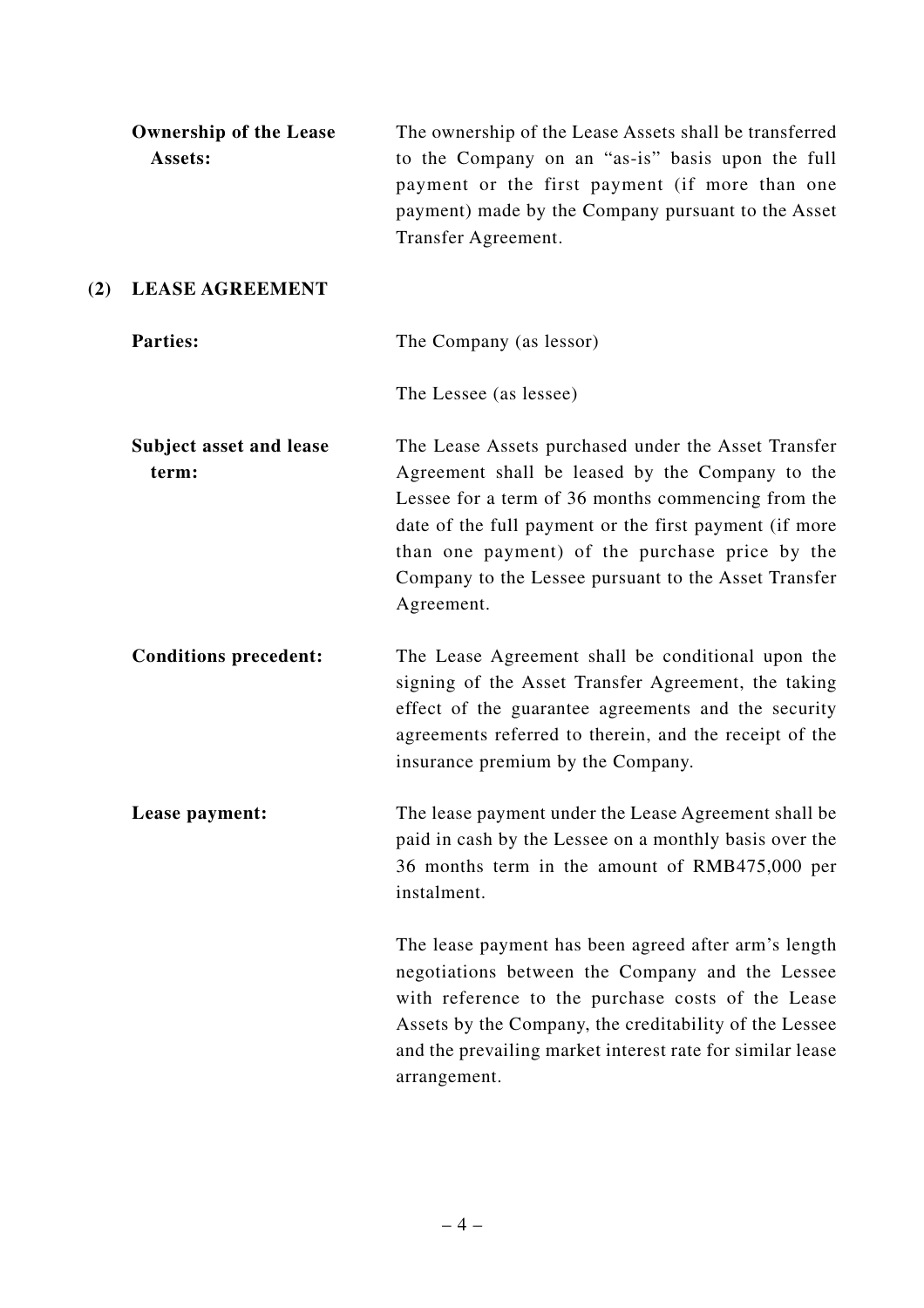**Ownership of the Lease Assets:** The ownership of the Lease Assets shall be transferred to the Company on an "as-is" basis upon the full payment or the first payment (if more than one payment) made by the Company pursuant to the Asset Transfer Agreement.

## (2) LEASE AGREEMENT

**Parties:** The Company (as lessor)

The Lessee (as lessee)

**Subject asset and lease term:** The Lease Assets purchased under the Asset Transfer Agreement shall be leased by the Company to the Lessee for a term of 36 months commencing from the date of the full payment or the first payment (if more than one payment) of the purchase price by the Company to the Lessee pursuant to the Asset Transfer Agreement.

**Conditions precedent:** The Lease Agreement shall be conditional upon the signing of the Asset Transfer Agreement, the taking effect of the guarantee agreements and the security agreements referred to therein, and the receipt of the insurance premium by the Company.

**Lease payment:** The lease payment under the Lease Agreement shall be paid in cash by the Lessee on a monthly basis over the 36 months term in the amount of RMB475,000 per instalment.

The lease payment has been agreed after arm's length negotiations between the Company and the Lessee with reference to the purchase costs of the Lease Assets by the Company, the creditability of the Lessee and the prevailing market interest rate for similar lease arrangement.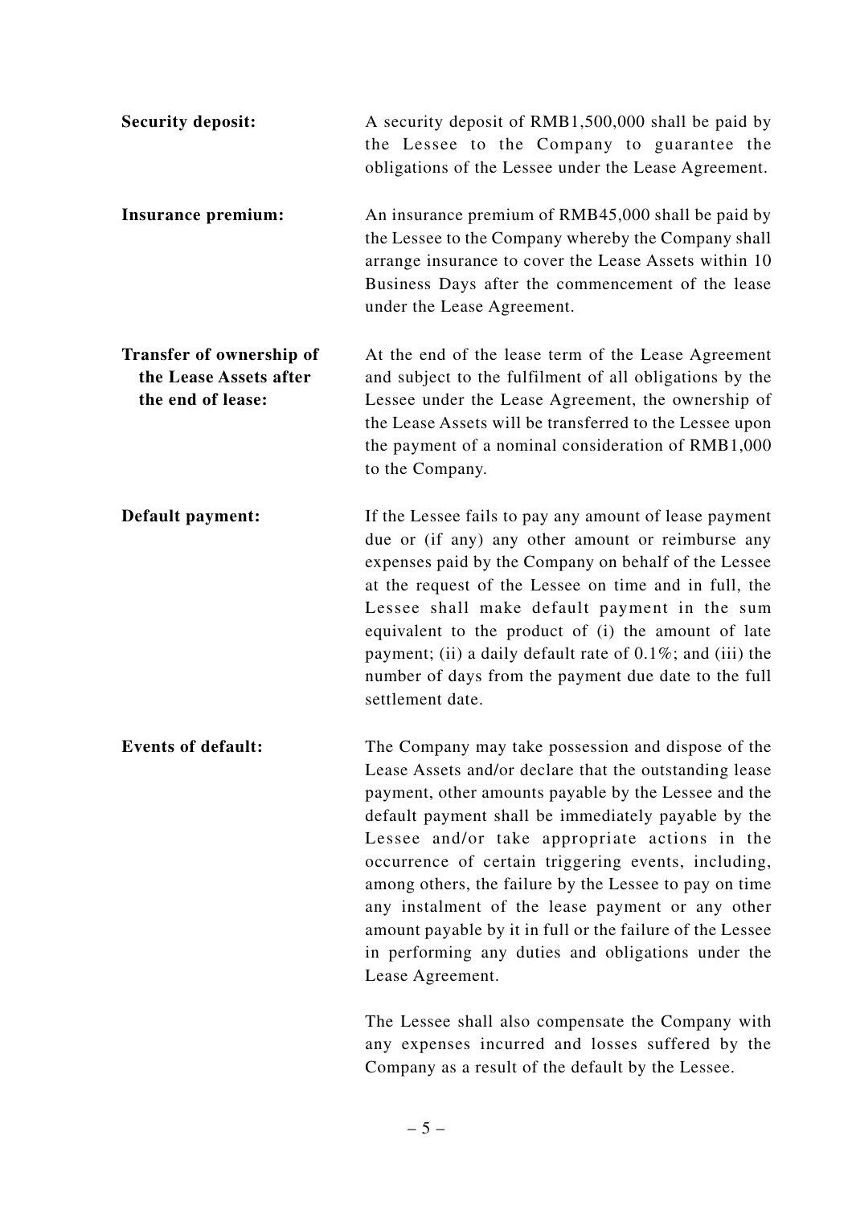**Security deposit:** A security deposit of RMB1,500,000 shall be paid by the Lessee to the Company to guarantee the obligations of the Lessee under the Lease Agreement.

**Insurance premium:** An insurance premium of RMB45,000 shall be paid by the Lessee to the Company whereby the Company shall arrange insurance to cover the Lease Assets within 10 Business Days after the commencement of the lease under the Lease Agreement.

**Transfer of ownership of the Lease Assets after the end of lease:** At the end of the lease term of the Lease Agreement and subject to the fulfilment of all obligations by the Lessee under the Lease Agreement, the ownership of the Lease Assets will be transferred to the Lessee upon the payment of a nominal consideration of RMB1,000 to the Company.

**Default payment:** If the Lessee fails to pay any amount of lease payment due or (if any) any other amount or reimburse any expenses paid by the Company on behalf of the Lessee at the request of the Lessee on time and in full, the Lessee shall make default payment in the sum equivalent to the product of (i) the amount of late payment; (ii) a daily default rate of 0.1%; and (iii) the number of days from the payment due date to the full settlement date.

**Events of default:** The Company may take possession and dispose of the Lease Assets and/or declare that the outstanding lease payment, other amounts payable by the Lessee and the default payment shall be immediately payable by the Lessee and/or take appropriate actions in the occurrence of certain triggering events, including, among others, the failure by the Lessee to pay on time any instalment of the lease payment or any other amount payable by it in full or the failure of the Lessee in performing any duties and obligations under the Lease Agreement.

The Lessee shall also compensate the Company with any expenses incurred and losses suffered by the Company as a result of the default by the Lessee.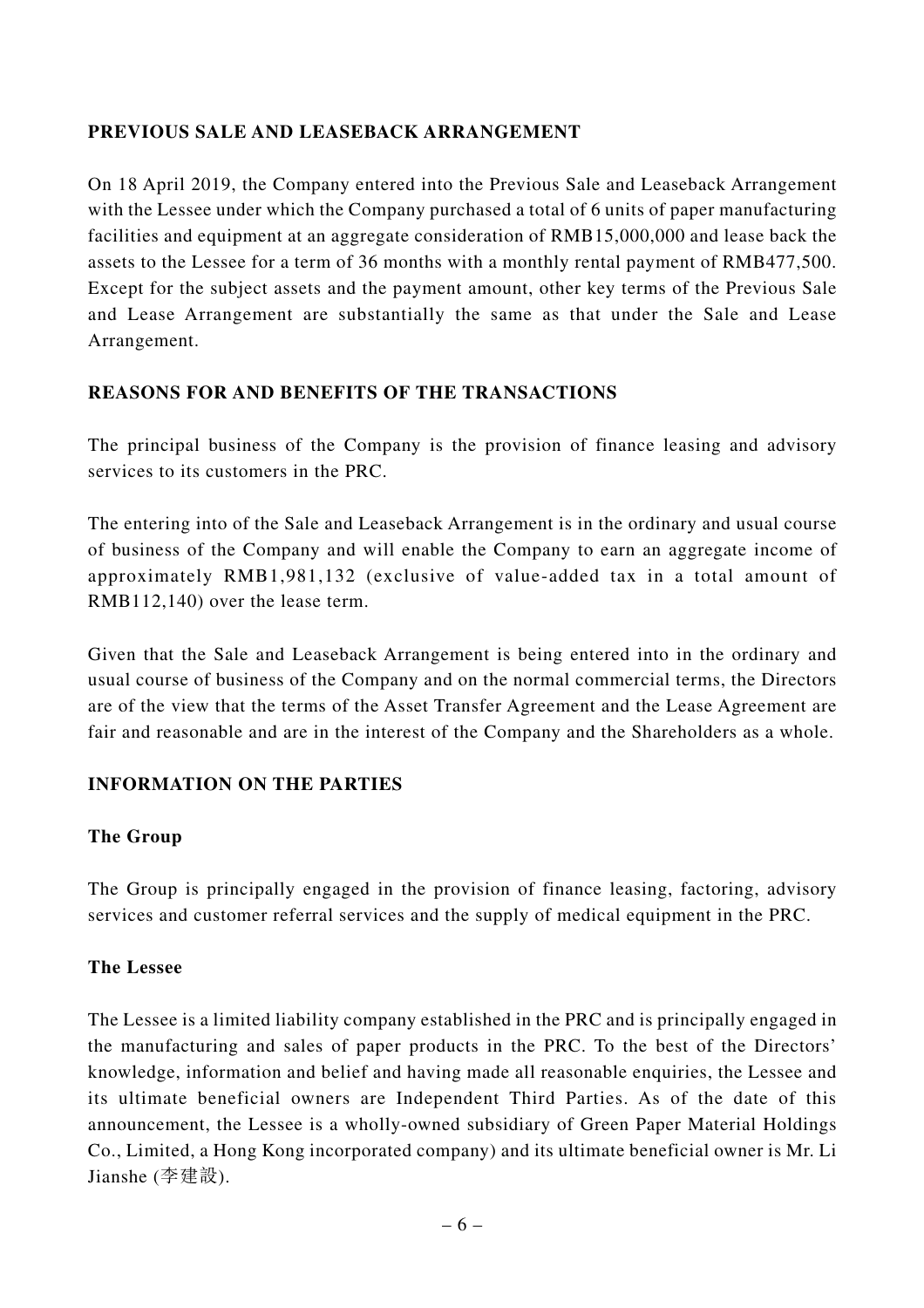## PREVIOUS SALE AND LEASEBACK ARRANGEMENT

On 18 April 2019, the Company entered into the Previous Sale and Leaseback Arrangement with the Lessee under which the Company purchased a total of 6 units of paper manufacturing facilities and equipment at an aggregate consideration of RMB15,000,000 and lease back the assets to the Lessee for a term of 36 months with a monthly rental payment of RMB477,500. Except for the subject assets and the payment amount, other key terms of the Previous Sale and Lease Arrangement are substantially the same as that under the Sale and Lease Arrangement.

## REASONS FOR AND BENEFITS OF THE TRANSACTIONS

The principal business of the Company is the provision of finance leasing and advisory services to its customers in the PRC.

The entering into of the Sale and Leaseback Arrangement is in the ordinary and usual course of business of the Company and will enable the Company to earn an aggregate income of approximately RMB1,981,132 (exclusive of value-added tax in a total amount of RMB112,140) over the lease term.

Given that the Sale and Leaseback Arrangement is being entered into in the ordinary and usual course of business of the Company and on the normal commercial terms, the Directors are of the view that the terms of the Asset Transfer Agreement and the Lease Agreement are fair and reasonable and are in the interest of the Company and the Shareholders as a whole.

## INFORMATION ON THE PARTIES

### The Group

The Group is principally engaged in the provision of finance leasing, factoring, advisory services and customer referral services and the supply of medical equipment in the PRC.

### The Lessee

The Lessee is a limited liability company established in the PRC and is principally engaged in the manufacturing and sales of paper products in the PRC. To the best of the Directors' knowledge, information and belief and having made all reasonable enquiries, the Lessee and its ultimate beneficial owners are Independent Third Parties. As of the date of this announcement, the Lessee is a wholly-owned subsidiary of Green Paper Material Holdings Co., Limited, a Hong Kong incorporated company) and its ultimate beneficial owner is Mr. Li Jianshe (李建設).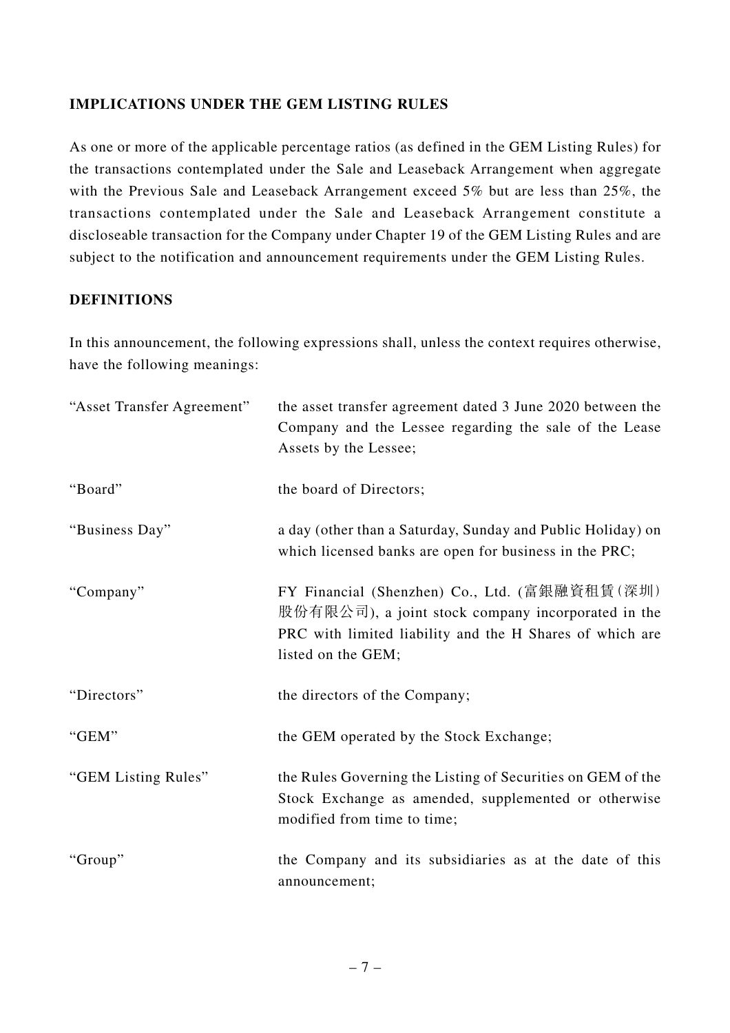**IMPLICATIONS UNDER THE GEM LISTING RULES**

As one or more of the applicable percentage ratios (as defined in the GEM Listing Rules) for the transactions contemplated under the Sale and Leaseback Arrangement when aggregate with the Previous Sale and Leaseback Arrangement exceed 5% but are less than 25%, the transactions contemplated under the Sale and Leaseback Arrangement constitute a discloseable transaction for the Company under Chapter 19 of the GEM Listing Rules and are subject to the notification and announcement requirements under the GEM Listing Rules.

**DEFINITIONS**

In this announcement, the following expressions shall, unless the context requires otherwise, have the following meanings:

| | |
|---|---|
| "Asset Transfer Agreement" | the asset transfer agreement dated 3 June 2020 between the Company and the Lessee regarding the sale of the Lease Assets by the Lessee; |
| "Board" | the board of Directors; |
| "Business Day" | a day (other than a Saturday, Sunday and Public Holiday) on which licensed banks are open for business in the PRC; |
| "Company" | FY Financial (Shenzhen) Co., Ltd. (富銀融資租賃(深圳)股份有限公司), a joint stock company incorporated in the PRC with limited liability and the H Shares of which are listed on the GEM; |
| "Directors" | the directors of the Company; |
| "GEM" | the GEM operated by the Stock Exchange; |
| "GEM Listing Rules" | the Rules Governing the Listing of Securities on GEM of the Stock Exchange as amended, supplemented or otherwise modified from time to time; |
| "Group" | the Company and its subsidiaries as at the date of this announcement; |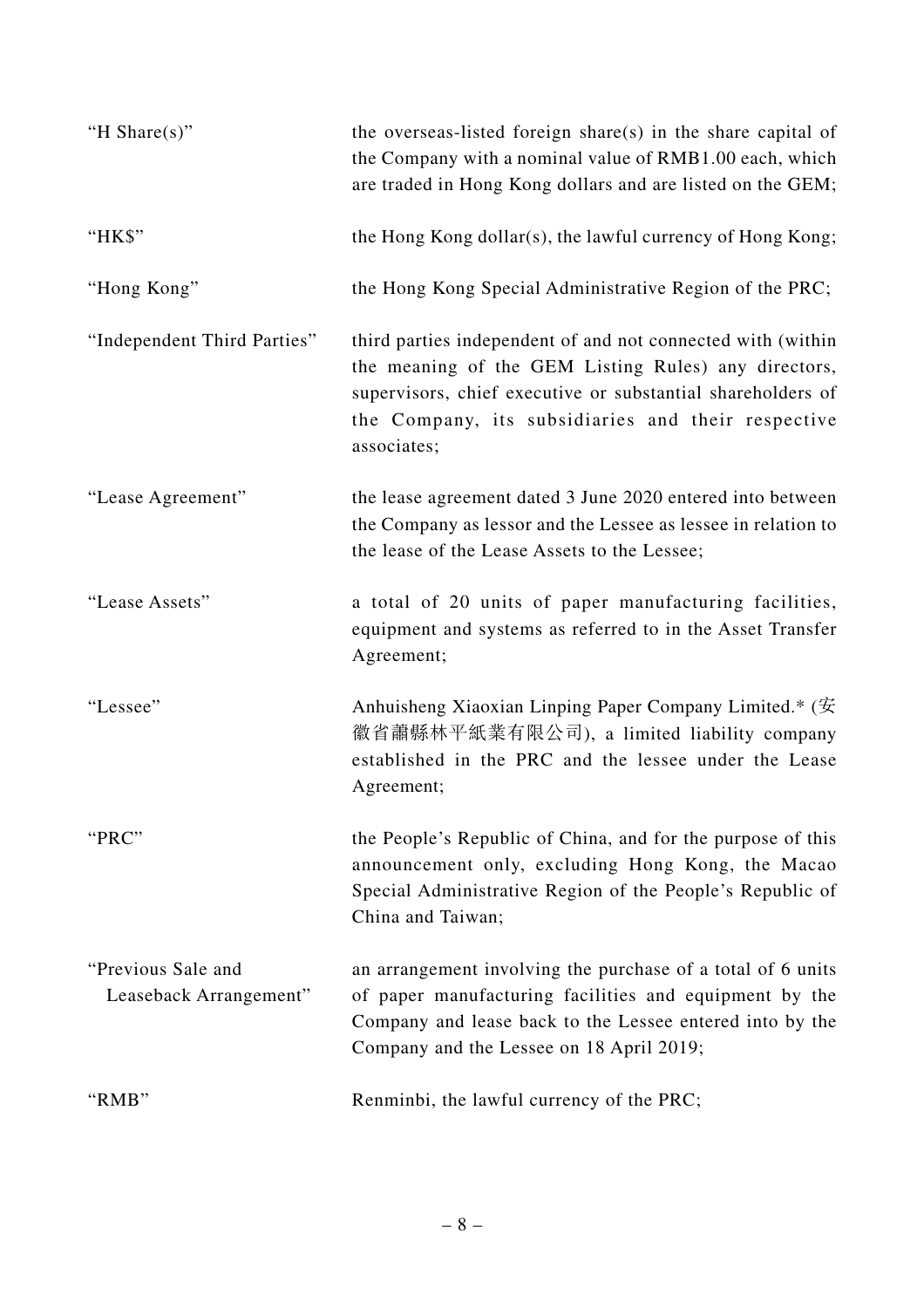| | |
|---|---|
| "H Share(s)" | the overseas-listed foreign share(s) in the share capital of the Company with a nominal value of RMB1.00 each, which are traded in Hong Kong dollars and are listed on the GEM; |
| "HK$" | the Hong Kong dollar(s), the lawful currency of Hong Kong; |
| "Hong Kong" | the Hong Kong Special Administrative Region of the PRC; |
| "Independent Third Parties" | third parties independent of and not connected with (within the meaning of the GEM Listing Rules) any directors, supervisors, chief executive or substantial shareholders of the Company, its subsidiaries and their respective associates; |
| "Lease Agreement" | the lease agreement dated 3 June 2020 entered into between the Company as lessor and the Lessee as lessee in relation to the lease of the Lease Assets to the Lessee; |
| "Lease Assets" | a total of 20 units of paper manufacturing facilities, equipment and systems as referred to in the Asset Transfer Agreement; |
| "Lessee" | Anhuisheng Xiaoxian Linping Paper Company Limited.* (安徽省蕭縣林平紙業有限公司), a limited liability company established in the PRC and the lessee under the Lease Agreement; |
| "PRC" | the People's Republic of China, and for the purpose of this announcement only, excluding Hong Kong, the Macao Special Administrative Region of the People's Republic of China and Taiwan; |
| "Previous Sale and Leaseback Arrangement" | an arrangement involving the purchase of a total of 6 units of paper manufacturing facilities and equipment by the Company and lease back to the Lessee entered into by the Company and the Lessee on 18 April 2019; |
| "RMB" | Renminbi, the lawful currency of the PRC; |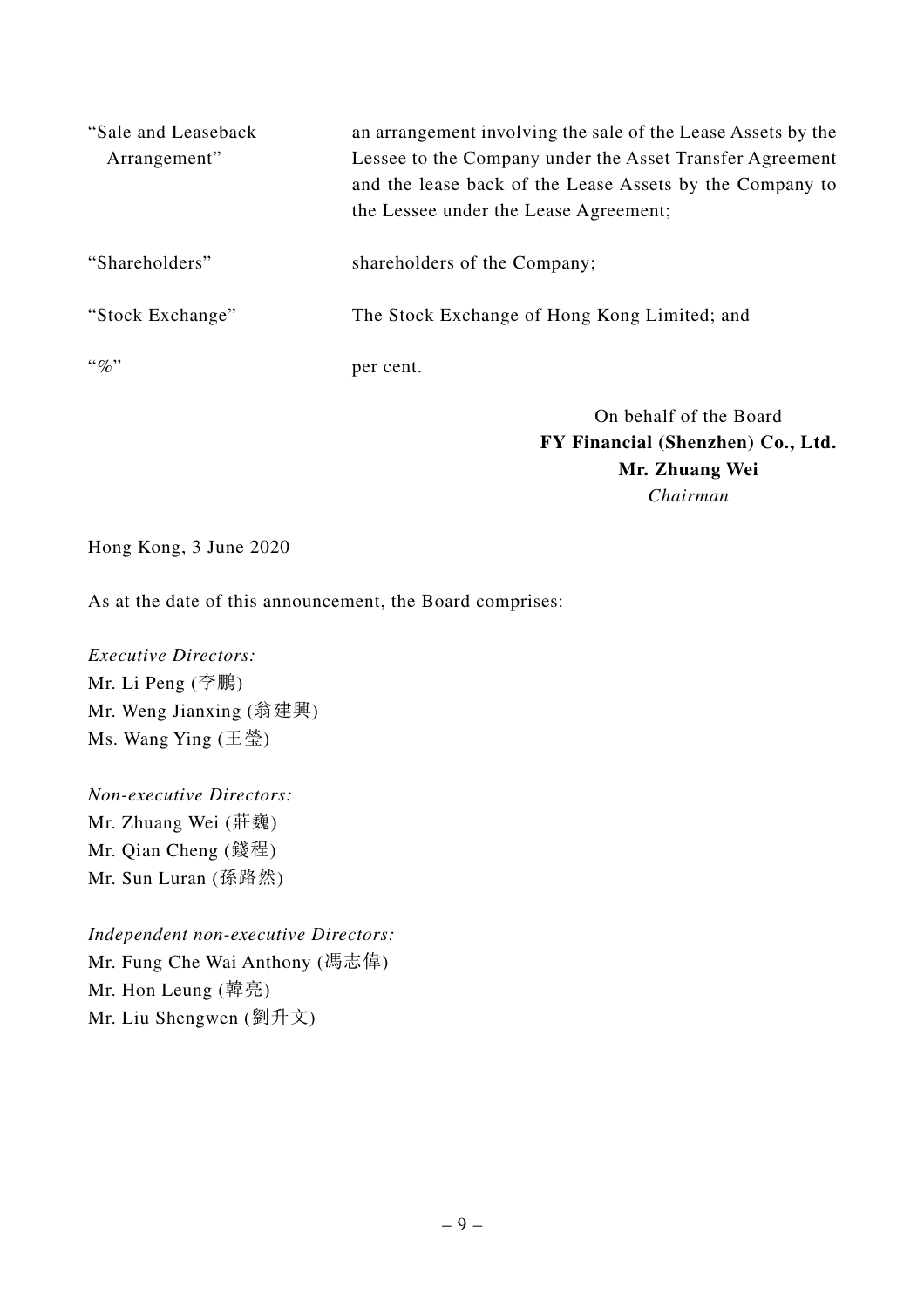| | |
|---|---|
| "Sale and Leaseback Arrangement" | an arrangement involving the sale of the Lease Assets by the Lessee to the Company under the Asset Transfer Agreement and the lease back of the Lease Assets by the Company to the Lessee under the Lease Agreement; |
| "Shareholders" | shareholders of the Company; |
| "Stock Exchange" | The Stock Exchange of Hong Kong Limited; and |
| "%" | per cent. |

On behalf of the Board
**FY Financial (Shenzhen) Co., Ltd.**
**Mr. Zhuang Wei**
*Chairman*

Hong Kong, 3 June 2020

As at the date of this announcement, the Board comprises:

*Executive Directors:*
Mr. Li Peng (李鵬)
Mr. Weng Jianxing (翁建興)
Ms. Wang Ying (王瑩)

*Non-executive Directors:*
Mr. Zhuang Wei (莊巍)
Mr. Qian Cheng (錢程)
Mr. Sun Luran (孫路然)

*Independent non-executive Directors:*
Mr. Fung Che Wai Anthony (馮志偉)
Mr. Hon Leung (韓亮)
Mr. Liu Shengwen (劉升文)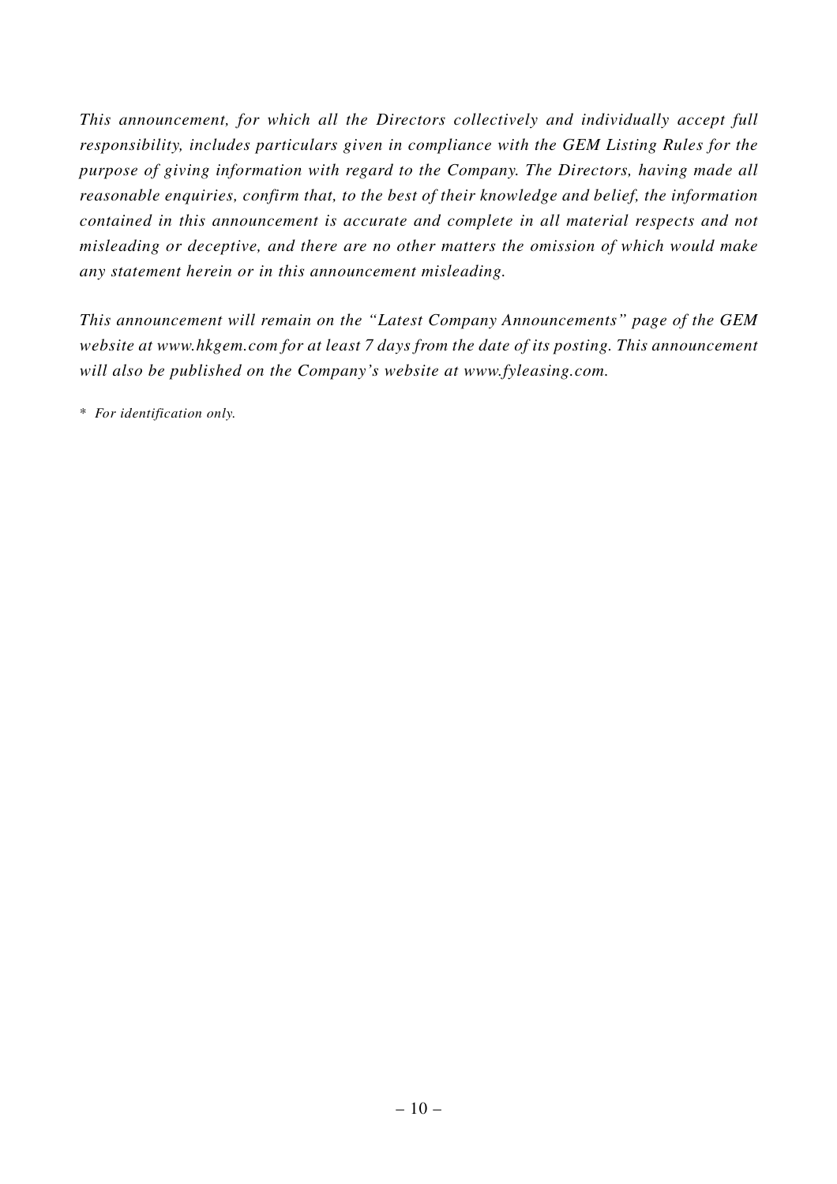*This announcement, for which all the Directors collectively and individually accept full responsibility, includes particulars given in compliance with the GEM Listing Rules for the purpose of giving information with regard to the Company. The Directors, having made all reasonable enquiries, confirm that, to the best of their knowledge and belief, the information contained in this announcement is accurate and complete in all material respects and not misleading or deceptive, and there are no other matters the omission of which would make any statement herein or in this announcement misleading.*

*This announcement will remain on the "Latest Company Announcements" page of the GEM website at www.hkgem.com for at least 7 days from the date of its posting. This announcement will also be published on the Company's website at www.fyleasing.com.*

\* *For identification only.*